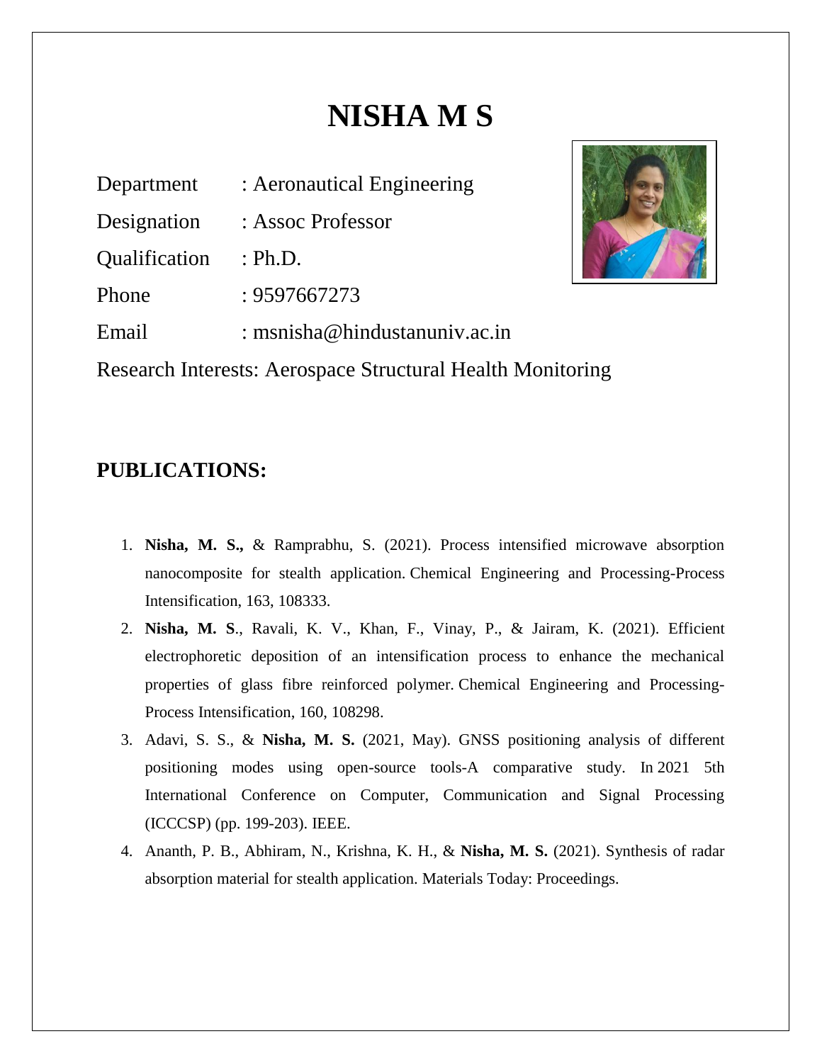# NISHA M S

Department : Aeronautical Engineering

Designation : Assoc Professor

Qualification : Ph.D.

Phone : 9597667273

Email : msnisha@hindustanuniv.ac.in

Research Interests: Aerospace Structural Health Monitoring

## PUBLICATIONS:

1. **Nisha, M. S.,** & Ramprabhu, S. (2021). Process intensified microwave absorption nanocomposite for stealth application. Chemical Engineering and Processing-Process Intensification, 163, 108333.
2. **Nisha, M. S**., Ravali, K. V., Khan, F., Vinay, P., & Jairam, K. (2021). Efficient electrophoretic deposition of an intensification process to enhance the mechanical properties of glass fibre reinforced polymer. Chemical Engineering and Processing-Process Intensification, 160, 108298.
3. Adavi, S. S., & **Nisha, M. S.** (2021, May). GNSS positioning analysis of different positioning modes using open-source tools-A comparative study. In 2021 5th International Conference on Computer, Communication and Signal Processing (ICCCSP) (pp. 199-203). IEEE.
4. Ananth, P. B., Abhiram, N., Krishna, K. H., & **Nisha, M. S.** (2021). Synthesis of radar absorption material for stealth application. Materials Today: Proceedings.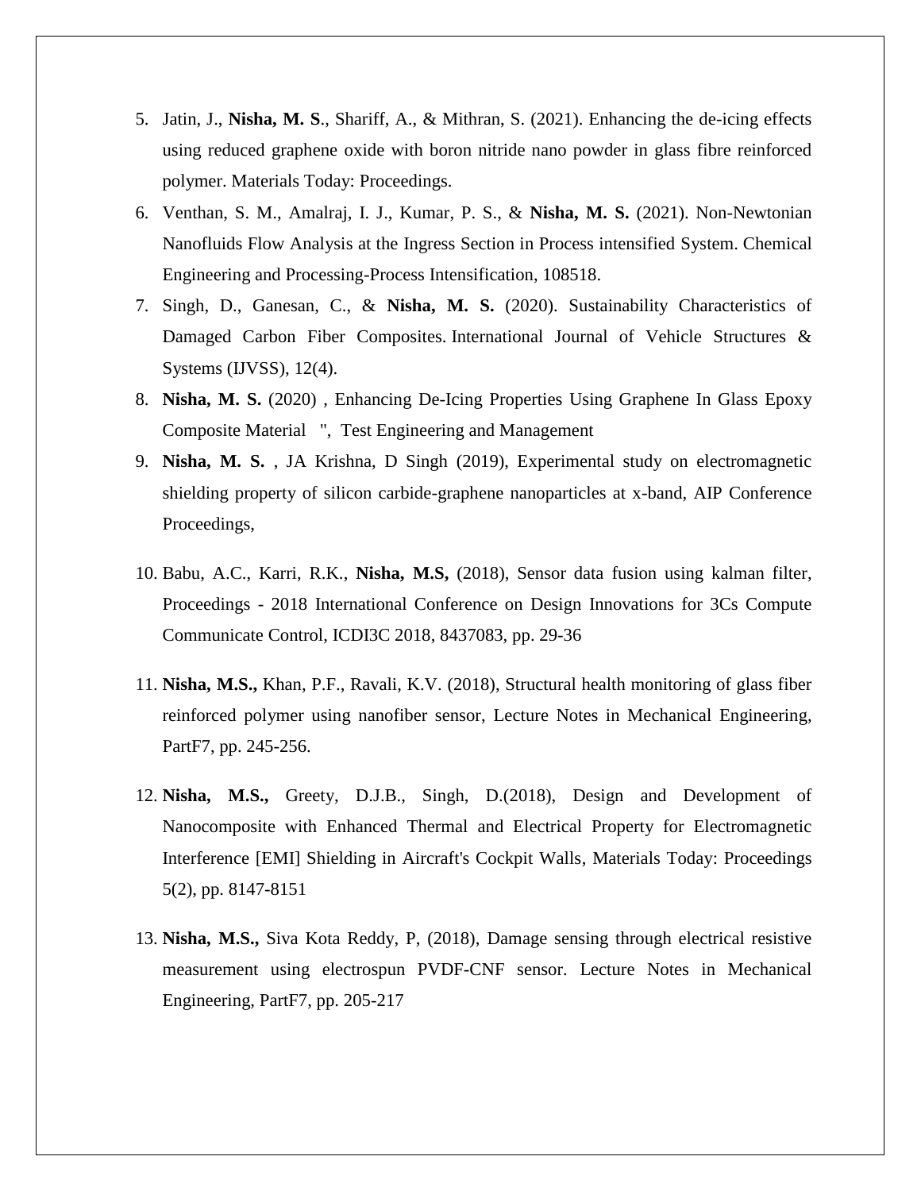5. Jatin, J., **Nisha, M. S**., Shariff, A., & Mithran, S. (2021). Enhancing the de-icing effects using reduced graphene oxide with boron nitride nano powder in glass fibre reinforced polymer. Materials Today: Proceedings.
6. Venthan, S. M., Amalraj, I. J., Kumar, P. S., & **Nisha, M. S.** (2021). Non-Newtonian Nanofluids Flow Analysis at the Ingress Section in Process intensified System. Chemical Engineering and Processing-Process Intensification, 108518.
7. Singh, D., Ganesan, C., & **Nisha, M. S.** (2020). Sustainability Characteristics of Damaged Carbon Fiber Composites. International Journal of Vehicle Structures & Systems (IJVSS), 12(4).
8. **Nisha, M. S.** (2020) , Enhancing De-Icing Properties Using Graphene In Glass Epoxy Composite Material ", Test Engineering and Management
9. **Nisha, M. S.** , JA Krishna, D Singh (2019), Experimental study on electromagnetic shielding property of silicon carbide-graphene nanoparticles at x-band, AIP Conference Proceedings,
10. Babu, A.C., Karri, R.K., **Nisha, M.S,** (2018), Sensor data fusion using kalman filter, Proceedings - 2018 International Conference on Design Innovations for 3Cs Compute Communicate Control, ICDI3C 2018, 8437083, pp. 29-36
11. **Nisha, M.S.,** Khan, P.F., Ravali, K.V. (2018), Structural health monitoring of glass fiber reinforced polymer using nanofiber sensor, Lecture Notes in Mechanical Engineering, PartF7, pp. 245-256.
12. **Nisha, M.S.,** Greety, D.J.B., Singh, D.(2018), Design and Development of Nanocomposite with Enhanced Thermal and Electrical Property for Electromagnetic Interference [EMI] Shielding in Aircraft's Cockpit Walls, Materials Today: Proceedings 5(2), pp. 8147-8151
13. **Nisha, M.S.,** Siva Kota Reddy, P, (2018), Damage sensing through electrical resistive measurement using electrospun PVDF-CNF sensor. Lecture Notes in Mechanical Engineering, PartF7, pp. 205-217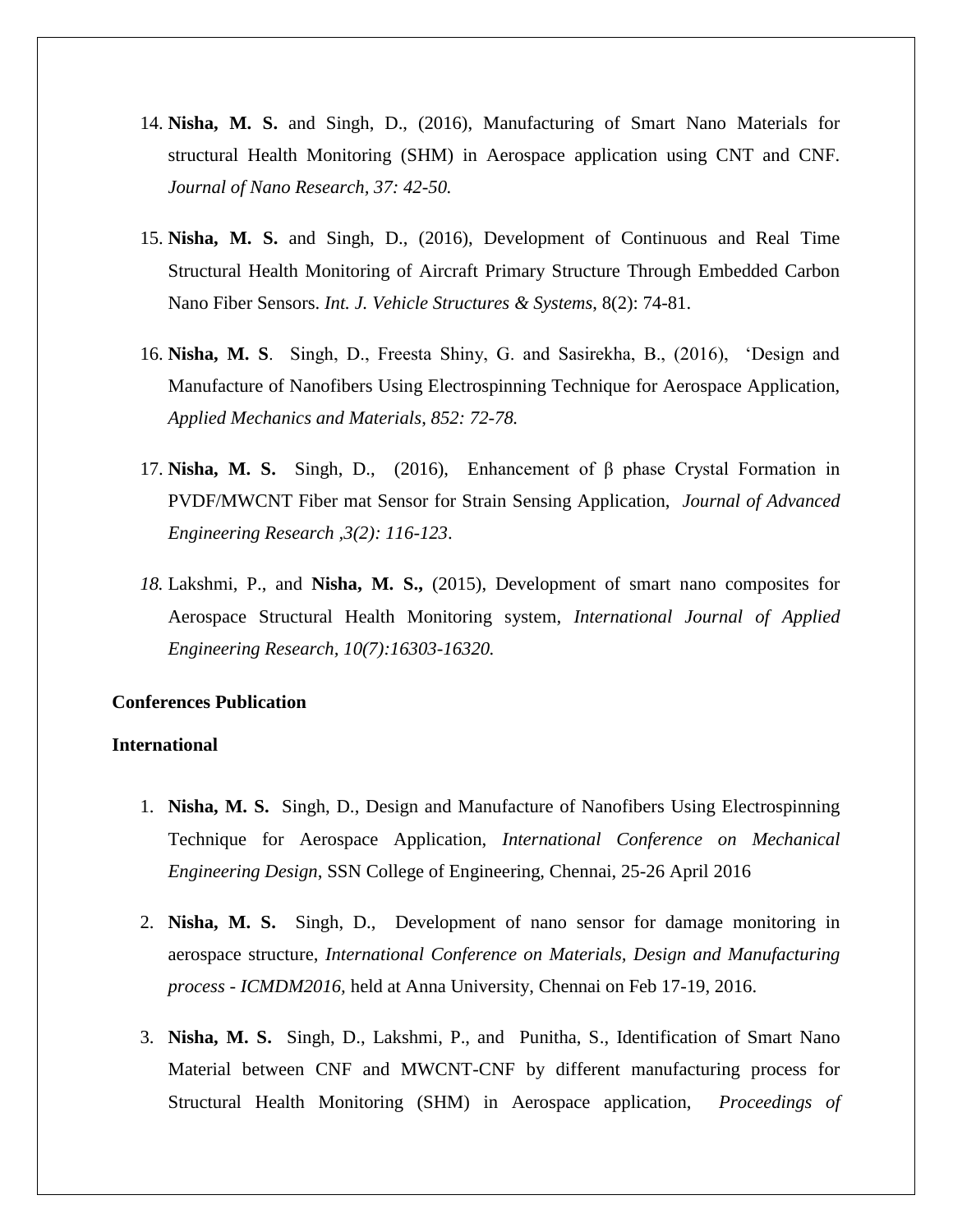14. **Nisha, M. S.** and Singh, D., (2016), Manufacturing of Smart Nano Materials for structural Health Monitoring (SHM) in Aerospace application using CNT and CNF. *Journal of Nano Research, 37: 42-50.*

15. **Nisha, M. S.** and Singh, D., (2016), Development of Continuous and Real Time Structural Health Monitoring of Aircraft Primary Structure Through Embedded Carbon Nano Fiber Sensors. *Int. J. Vehicle Structures & Systems*, 8(2): 74-81.

16. **Nisha, M. S**. Singh, D., Freesta Shiny, G. and Sasirekha, B., (2016), 'Design and Manufacture of Nanofibers Using Electrospinning Technique for Aerospace Application, *Applied Mechanics and Materials, 852: 72-78.*

17. **Nisha, M. S.** Singh, D., (2016), Enhancement of β phase Crystal Formation in PVDF/MWCNT Fiber mat Sensor for Strain Sensing Application, *Journal of Advanced Engineering Research ,3(2): 116-123*.

18. Lakshmi, P., and **Nisha, M. S.,** (2015), Development of smart nano composites for Aerospace Structural Health Monitoring system, *International Journal of Applied Engineering Research, 10(7):16303-16320.*

**Conferences Publication**

**International**

1. **Nisha, M. S.** Singh, D., Design and Manufacture of Nanofibers Using Electrospinning Technique for Aerospace Application, *International Conference on Mechanical Engineering Design*, SSN College of Engineering, Chennai, 25-26 April 2016

2. **Nisha, M. S.** Singh, D., Development of nano sensor for damage monitoring in aerospace structure, *International Conference on Materials, Design and Manufacturing process - ICMDM2016,* held at Anna University, Chennai on Feb 17-19, 2016.

3. **Nisha, M. S.** Singh, D., Lakshmi, P., and Punitha, S., Identification of Smart Nano Material between CNF and MWCNT-CNF by different manufacturing process for Structural Health Monitoring (SHM) in Aerospace application, *Proceedings of*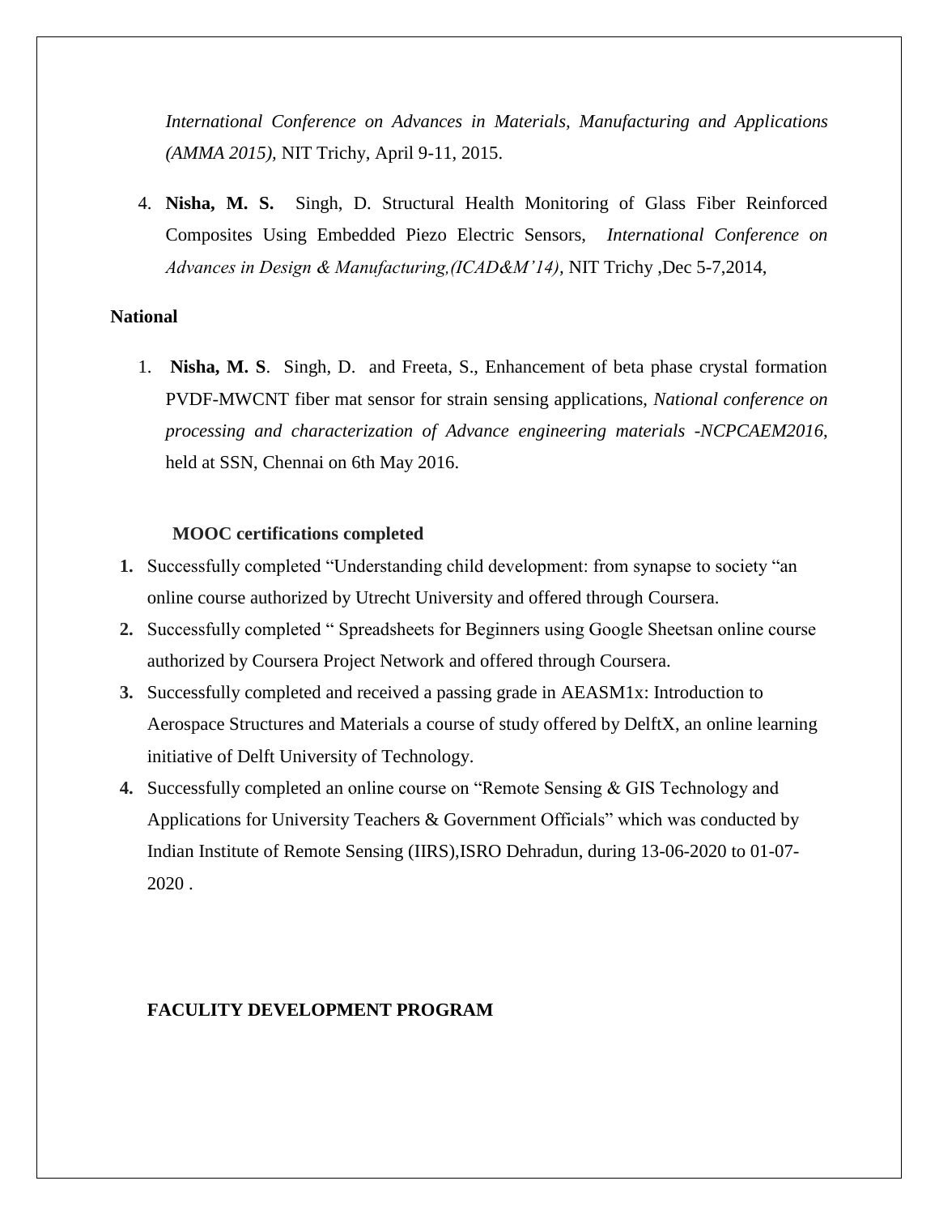*International Conference on Advances in Materials, Manufacturing and Applications (AMMA 2015),* NIT Trichy, April 9-11, 2015.

4. **Nisha, M. S.** Singh, D. Structural Health Monitoring of Glass Fiber Reinforced Composites Using Embedded Piezo Electric Sensors, *International Conference on Advances in Design & Manufacturing,(ICAD&M'14),* NIT Trichy ,Dec 5-7,2014,

**National**

1. **Nisha, M. S**. Singh, D. and Freeta, S., Enhancement of beta phase crystal formation PVDF-MWCNT fiber mat sensor for strain sensing applications, *National conference on processing and characterization of Advance engineering materials -NCPCAEM2016,* held at SSN, Chennai on 6th May 2016.

**MOOC certifications completed**

1. Successfully completed "Understanding child development: from synapse to society "an online course authorized by Utrecht University and offered through Coursera.
2. Successfully completed " Spreadsheets for Beginners using Google Sheetsan online course authorized by Coursera Project Network and offered through Coursera.
3. Successfully completed and received a passing grade in AEASM1x: Introduction to Aerospace Structures and Materials a course of study offered by DelftX, an online learning initiative of Delft University of Technology.
4. Successfully completed an online course on "Remote Sensing & GIS Technology and Applications for University Teachers & Government Officials" which was conducted by Indian Institute of Remote Sensing (IIRS),ISRO Dehradun, during 13-06-2020 to 01-07-2020 .

**FACULITY DEVELOPMENT PROGRAM**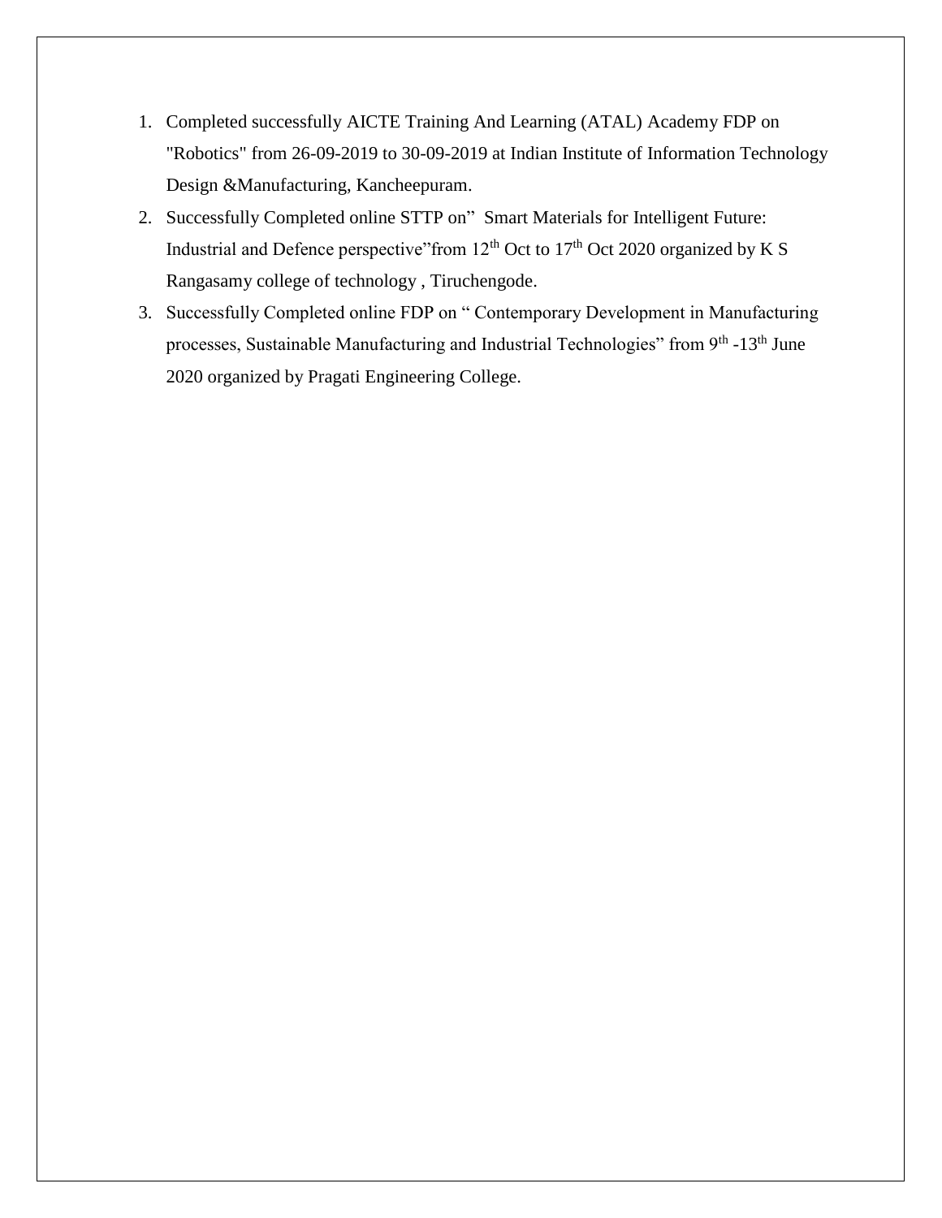1. Completed successfully AICTE Training And Learning (ATAL) Academy FDP on "Robotics" from 26-09-2019 to 30-09-2019 at Indian Institute of Information Technology Design &Manufacturing, Kancheepuram.
2. Successfully Completed online STTP on"  Smart Materials for Intelligent Future: Industrial and Defence perspective"from 12th Oct to 17th Oct 2020 organized by K S Rangasamy college of technology , Tiruchengode.
3. Successfully Completed online FDP on " Contemporary Development in Manufacturing processes, Sustainable Manufacturing and Industrial Technologies" from 9th -13th June 2020 organized by Pragati Engineering College.